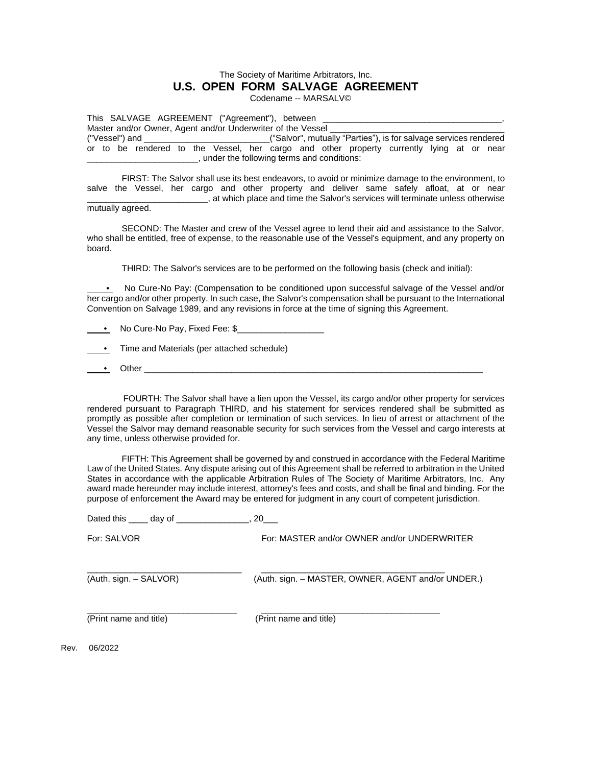The Society of Maritime Arbitrators, Inc.

# U.S. OPEN FORM SALVAGE AGREEMENT

Codename -- MARSALV©

This SALVAGE AGREEMENT ("Agreement"), between _____________________________________, Master and/or Owner, Agent and/or Underwriter of the Vessel _____________________________________ ("Vessel") and __________________________("Salvor", mutually "Parties"), is for salvage services rendered or to be rendered to the Vessel, her cargo and other property currently lying at or near _______________________, under the following terms and conditions:

FIRST: The Salvor shall use its best endeavors, to avoid or minimize damage to the environment, to salve the Vessel, her cargo and other property and deliver same safely afloat, at or near _________________________, at which place and time the Salvor's services will terminate unless otherwise mutually agreed.

SECOND: The Master and crew of the Vessel agree to lend their aid and assistance to the Salvor, who shall be entitled, free of expense, to the reasonable use of the Vessel's equipment, and any property on board.

THIRD: The Salvor's services are to be performed on the following basis (check and initial):

____• No Cure-No Pay: (Compensation to be conditioned upon successful salvage of the Vessel and/or her cargo and/or other property. In such case, the Salvor's compensation shall be pursuant to the International Convention on Salvage 1989, and any revisions in force at the time of signing this Agreement.

____• No Cure-No Pay, Fixed Fee: $__________________

____• Time and Materials (per attached schedule)

____• Other ____________________________________________________________________________

FOURTH: The Salvor shall have a lien upon the Vessel, its cargo and/or other property for services rendered pursuant to Paragraph THIRD, and his statement for services rendered shall be submitted as promptly as possible after completion or termination of such services. In lieu of arrest or attachment of the Vessel the Salvor may demand reasonable security for such services from the Vessel and cargo interests at any time, unless otherwise provided for.

FIFTH: This Agreement shall be governed by and construed in accordance with the Federal Maritime Law of the United States. Any dispute arising out of this Agreement shall be referred to arbitration in the United States in accordance with the applicable Arbitration Rules of The Society of Maritime Arbitrators, Inc. Any award made hereunder may include interest, attorney's fees and costs, and shall be final and binding. For the purpose of enforcement the Award may be entered for judgment in any court of competent jurisdiction.

Dated this ____ day of _______________, 20___

For: SALVOR

For: MASTER and/or OWNER and/or UNDERWRITER

________________________________
(Auth. sign. – SALVOR)

______________________________________
(Auth. sign. – MASTER, OWNER, AGENT and/or UNDER.)

_______________________________
(Print name and title)

_____________________________________
(Print name and title)

Rev. 06/2022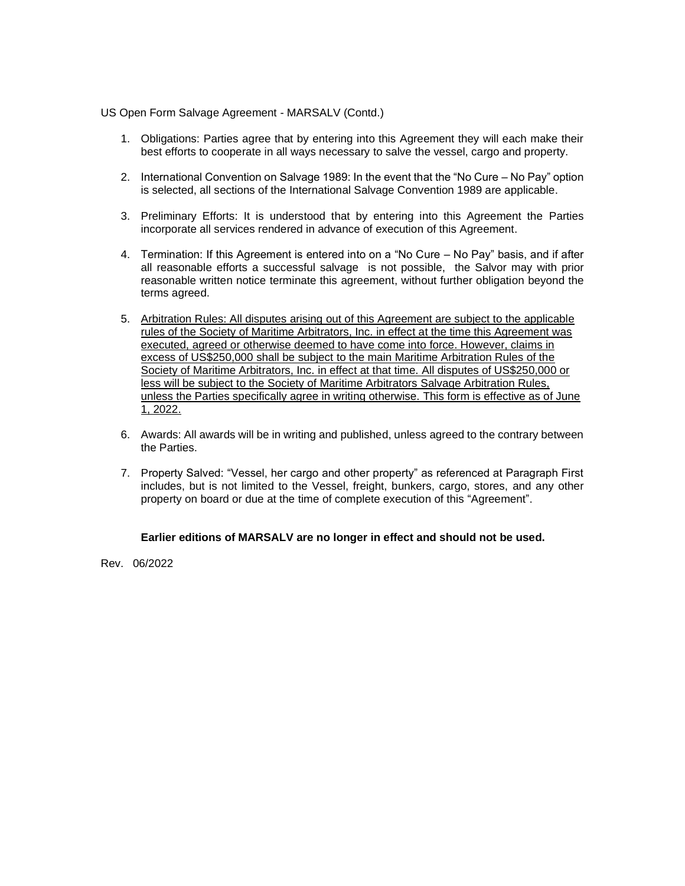US Open Form Salvage Agreement - MARSALV (Contd.)

1. Obligations: Parties agree that by entering into this Agreement they will each make their best efforts to cooperate in all ways necessary to salve the vessel, cargo and property.

2. International Convention on Salvage 1989: In the event that the "No Cure – No Pay" option is selected, all sections of the International Salvage Convention 1989 are applicable.

3. Preliminary Efforts: It is understood that by entering into this Agreement the Parties incorporate all services rendered in advance of execution of this Agreement.

4. Termination: If this Agreement is entered into on a "No Cure – No Pay" basis, and if after all reasonable efforts a successful salvage is not possible, the Salvor may with prior reasonable written notice terminate this agreement, without further obligation beyond the terms agreed.

5. <u>Arbitration Rules: All disputes arising out of this Agreement are subject to the applicable rules of the Society of Maritime Arbitrators, Inc. in effect at the time this Agreement was executed, agreed or otherwise deemed to have come into force. However, claims in excess of US$250,000 shall be subject to the main Maritime Arbitration Rules of the Society of Maritime Arbitrators, Inc. in effect at that time. All disputes of US$250,000 or less will be subject to the Society of Maritime Arbitrators Salvage Arbitration Rules, unless the Parties specifically agree in writing otherwise. This form is effective as of June 1, 2022.</u>

6. Awards: All awards will be in writing and published, unless agreed to the contrary between the Parties.

7. Property Salved: "Vessel, her cargo and other property" as referenced at Paragraph First includes, but is not limited to the Vessel, freight, bunkers, cargo, stores, and any other property on board or due at the time of complete execution of this "Agreement".

**Earlier editions of MARSALV are no longer in effect and should not be used.**

Rev. 06/2022